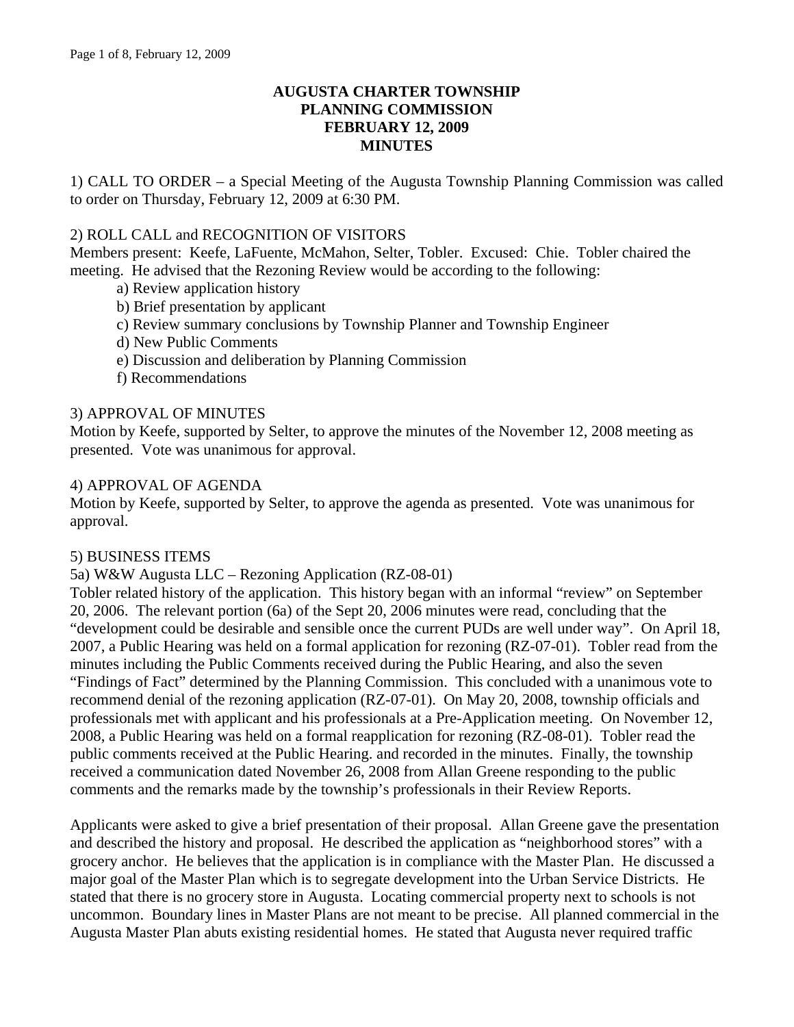# AUGUSTA CHARTER TOWNSHIP
# PLANNING COMMISSION
# FEBRUARY 12, 2009
# MINUTES

1) CALL TO ORDER – a Special Meeting of the Augusta Township Planning Commission was called to order on Thursday, February 12, 2009 at 6:30 PM.

2) ROLL CALL and RECOGNITION OF VISITORS
Members present: Keefe, LaFuente, McMahon, Selter, Tobler. Excused: Chie. Tobler chaired the meeting. He advised that the Rezoning Review would be according to the following:

- a) Review application history
- b) Brief presentation by applicant
- c) Review summary conclusions by Township Planner and Township Engineer
- d) New Public Comments
- e) Discussion and deliberation by Planning Commission
- f) Recommendations

3) APPROVAL OF MINUTES
Motion by Keefe, supported by Selter, to approve the minutes of the November 12, 2008 meeting as presented. Vote was unanimous for approval.

4) APPROVAL OF AGENDA
Motion by Keefe, supported by Selter, to approve the agenda as presented. Vote was unanimous for approval.

5) BUSINESS ITEMS
5a) W&W Augusta LLC – Rezoning Application (RZ-08-01)
Tobler related history of the application. This history began with an informal "review" on September 20, 2006. The relevant portion (6a) of the Sept 20, 2006 minutes were read, concluding that the "development could be desirable and sensible once the current PUDs are well under way". On April 18, 2007, a Public Hearing was held on a formal application for rezoning (RZ-07-01). Tobler read from the minutes including the Public Comments received during the Public Hearing, and also the seven "Findings of Fact" determined by the Planning Commission. This concluded with a unanimous vote to recommend denial of the rezoning application (RZ-07-01). On May 20, 2008, township officials and professionals met with applicant and his professionals at a Pre-Application meeting. On November 12, 2008, a Public Hearing was held on a formal reapplication for rezoning (RZ-08-01). Tobler read the public comments received at the Public Hearing. and recorded in the minutes. Finally, the township received a communication dated November 26, 2008 from Allan Greene responding to the public comments and the remarks made by the township's professionals in their Review Reports.

Applicants were asked to give a brief presentation of their proposal. Allan Greene gave the presentation and described the history and proposal. He described the application as "neighborhood stores" with a grocery anchor. He believes that the application is in compliance with the Master Plan. He discussed a major goal of the Master Plan which is to segregate development into the Urban Service Districts. He stated that there is no grocery store in Augusta. Locating commercial property next to schools is not uncommon. Boundary lines in Master Plans are not meant to be precise. All planned commercial in the Augusta Master Plan abuts existing residential homes. He stated that Augusta never required traffic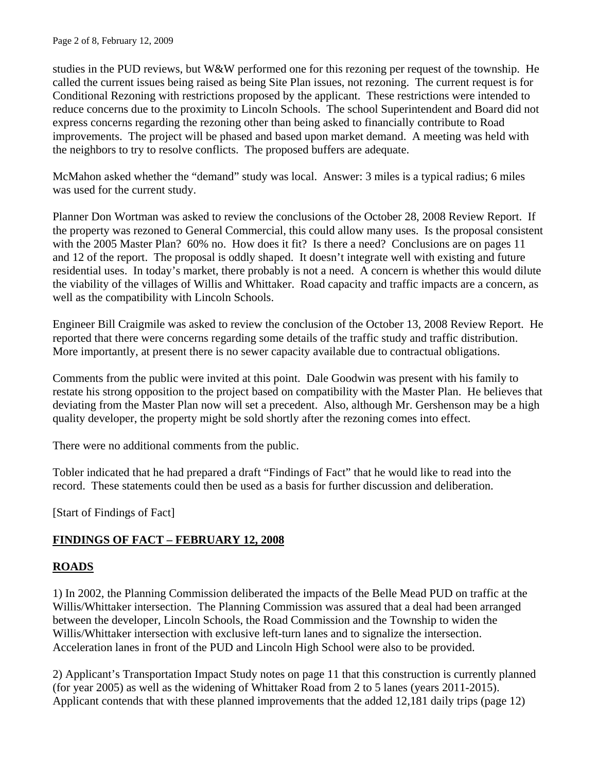studies in the PUD reviews, but W&W performed one for this rezoning per request of the township. He called the current issues being raised as being Site Plan issues, not rezoning. The current request is for Conditional Rezoning with restrictions proposed by the applicant. These restrictions were intended to reduce concerns due to the proximity to Lincoln Schools. The school Superintendent and Board did not express concerns regarding the rezoning other than being asked to financially contribute to Road improvements. The project will be phased and based upon market demand. A meeting was held with the neighbors to try to resolve conflicts. The proposed buffers are adequate.

McMahon asked whether the "demand" study was local. Answer: 3 miles is a typical radius; 6 miles was used for the current study.

Planner Don Wortman was asked to review the conclusions of the October 28, 2008 Review Report. If the property was rezoned to General Commercial, this could allow many uses. Is the proposal consistent with the 2005 Master Plan? 60% no. How does it fit? Is there a need? Conclusions are on pages 11 and 12 of the report. The proposal is oddly shaped. It doesn't integrate well with existing and future residential uses. In today's market, there probably is not a need. A concern is whether this would dilute the viability of the villages of Willis and Whittaker. Road capacity and traffic impacts are a concern, as well as the compatibility with Lincoln Schools.

Engineer Bill Craigmile was asked to review the conclusion of the October 13, 2008 Review Report. He reported that there were concerns regarding some details of the traffic study and traffic distribution. More importantly, at present there is no sewer capacity available due to contractual obligations.

Comments from the public were invited at this point. Dale Goodwin was present with his family to restate his strong opposition to the project based on compatibility with the Master Plan. He believes that deviating from the Master Plan now will set a precedent. Also, although Mr. Gershenson may be a high quality developer, the property might be sold shortly after the rezoning comes into effect.

There were no additional comments from the public.

Tobler indicated that he had prepared a draft "Findings of Fact" that he would like to read into the record. These statements could then be used as a basis for further discussion and deliberation.

[Start of Findings of Fact]

**FINDINGS OF FACT – FEBRUARY 12, 2008**

**ROADS**

1) In 2002, the Planning Commission deliberated the impacts of the Belle Mead PUD on traffic at the Willis/Whittaker intersection. The Planning Commission was assured that a deal had been arranged between the developer, Lincoln Schools, the Road Commission and the Township to widen the Willis/Whittaker intersection with exclusive left-turn lanes and to signalize the intersection. Acceleration lanes in front of the PUD and Lincoln High School were also to be provided.

2) Applicant's Transportation Impact Study notes on page 11 that this construction is currently planned (for year 2005) as well as the widening of Whittaker Road from 2 to 5 lanes (years 2011-2015). Applicant contends that with these planned improvements that the added 12,181 daily trips (page 12)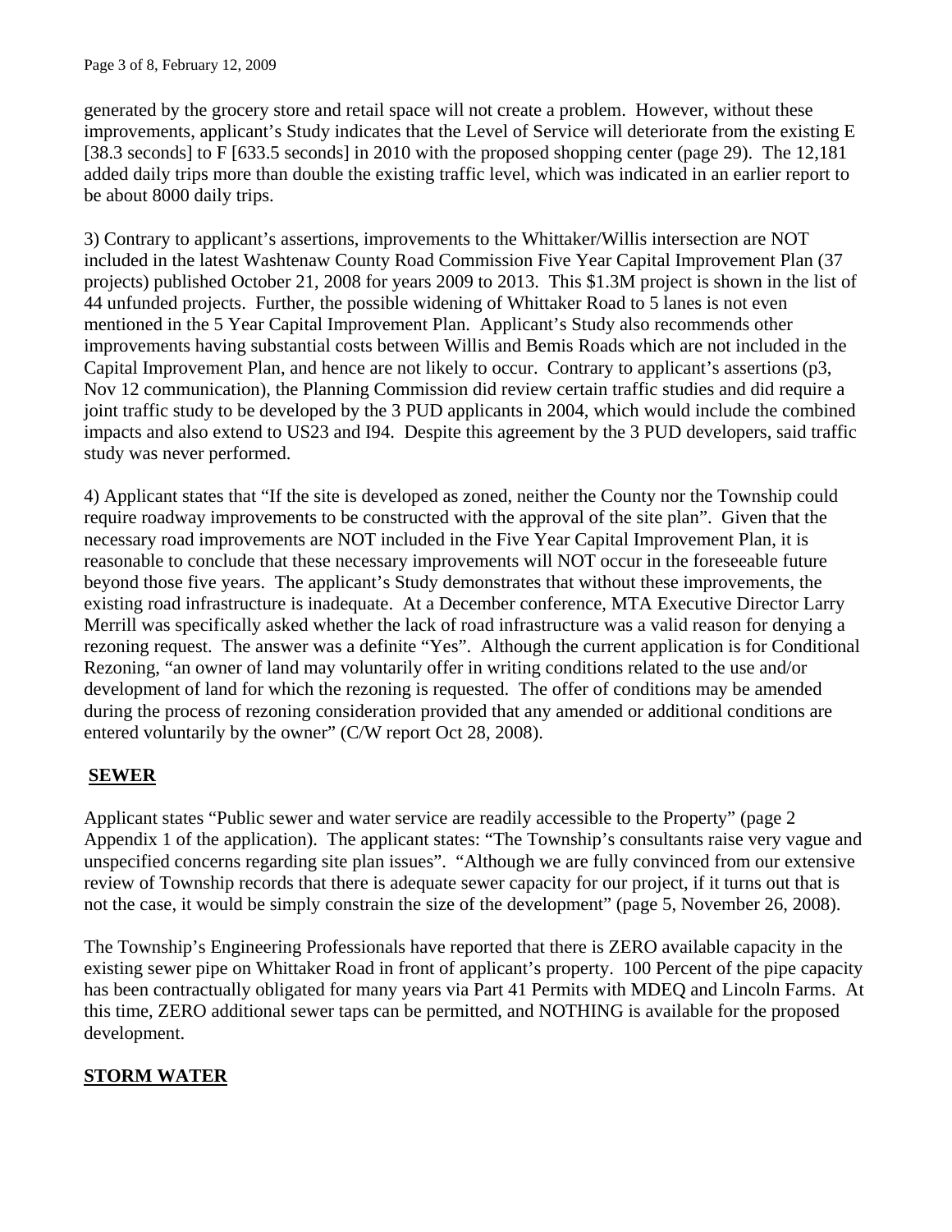generated by the grocery store and retail space will not create a problem. However, without these improvements, applicant's Study indicates that the Level of Service will deteriorate from the existing E [38.3 seconds] to F [633.5 seconds] in 2010 with the proposed shopping center (page 29). The 12,181 added daily trips more than double the existing traffic level, which was indicated in an earlier report to be about 8000 daily trips.

3) Contrary to applicant's assertions, improvements to the Whittaker/Willis intersection are NOT included in the latest Washtenaw County Road Commission Five Year Capital Improvement Plan (37 projects) published October 21, 2008 for years 2009 to 2013. This $1.3M project is shown in the list of 44 unfunded projects. Further, the possible widening of Whittaker Road to 5 lanes is not even mentioned in the 5 Year Capital Improvement Plan. Applicant's Study also recommends other improvements having substantial costs between Willis and Bemis Roads which are not included in the Capital Improvement Plan, and hence are not likely to occur. Contrary to applicant's assertions (p3, Nov 12 communication), the Planning Commission did review certain traffic studies and did require a joint traffic study to be developed by the 3 PUD applicants in 2004, which would include the combined impacts and also extend to US23 and I94. Despite this agreement by the 3 PUD developers, said traffic study was never performed.

4) Applicant states that "If the site is developed as zoned, neither the County nor the Township could require roadway improvements to be constructed with the approval of the site plan". Given that the necessary road improvements are NOT included in the Five Year Capital Improvement Plan, it is reasonable to conclude that these necessary improvements will NOT occur in the foreseeable future beyond those five years. The applicant's Study demonstrates that without these improvements, the existing road infrastructure is inadequate. At a December conference, MTA Executive Director Larry Merrill was specifically asked whether the lack of road infrastructure was a valid reason for denying a rezoning request. The answer was a definite "Yes". Although the current application is for Conditional Rezoning, "an owner of land may voluntarily offer in writing conditions related to the use and/or development of land for which the rezoning is requested. The offer of conditions may be amended during the process of rezoning consideration provided that any amended or additional conditions are entered voluntarily by the owner" (C/W report Oct 28, 2008).

## SEWER

Applicant states "Public sewer and water service are readily accessible to the Property" (page 2 Appendix 1 of the application). The applicant states: "The Township's consultants raise very vague and unspecified concerns regarding site plan issues". "Although we are fully convinced from our extensive review of Township records that there is adequate sewer capacity for our project, if it turns out that is not the case, it would be simply constrain the size of the development" (page 5, November 26, 2008).

The Township's Engineering Professionals have reported that there is ZERO available capacity in the existing sewer pipe on Whittaker Road in front of applicant's property. 100 Percent of the pipe capacity has been contractually obligated for many years via Part 41 Permits with MDEQ and Lincoln Farms. At this time, ZERO additional sewer taps can be permitted, and NOTHING is available for the proposed development.

## STORM WATER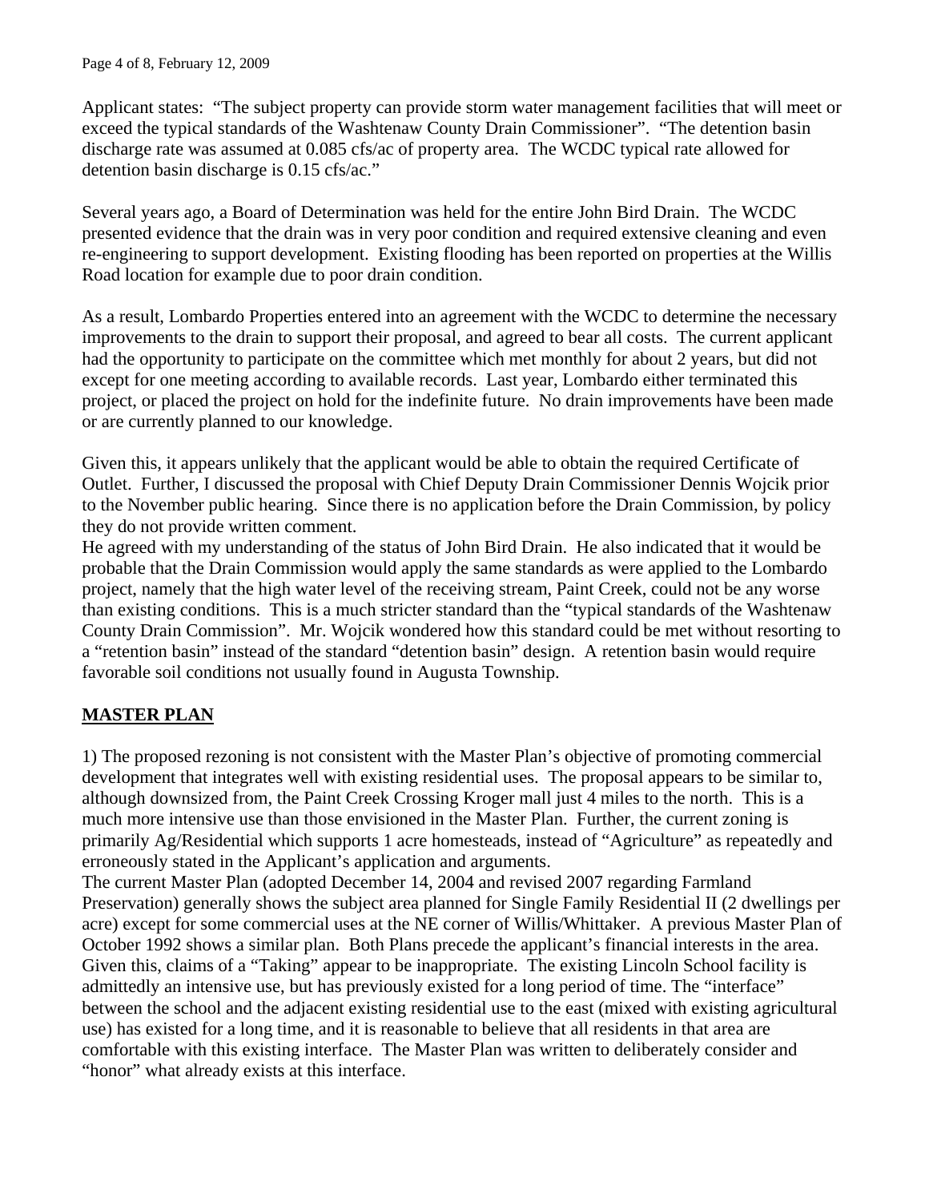Applicant states: "The subject property can provide storm water management facilities that will meet or exceed the typical standards of the Washtenaw County Drain Commissioner". "The detention basin discharge rate was assumed at 0.085 cfs/ac of property area. The WCDC typical rate allowed for detention basin discharge is 0.15 cfs/ac."

Several years ago, a Board of Determination was held for the entire John Bird Drain. The WCDC presented evidence that the drain was in very poor condition and required extensive cleaning and even re-engineering to support development. Existing flooding has been reported on properties at the Willis Road location for example due to poor drain condition.

As a result, Lombardo Properties entered into an agreement with the WCDC to determine the necessary improvements to the drain to support their proposal, and agreed to bear all costs. The current applicant had the opportunity to participate on the committee which met monthly for about 2 years, but did not except for one meeting according to available records. Last year, Lombardo either terminated this project, or placed the project on hold for the indefinite future. No drain improvements have been made or are currently planned to our knowledge.

Given this, it appears unlikely that the applicant would be able to obtain the required Certificate of Outlet. Further, I discussed the proposal with Chief Deputy Drain Commissioner Dennis Wojcik prior to the November public hearing. Since there is no application before the Drain Commission, by policy they do not provide written comment.

He agreed with my understanding of the status of John Bird Drain. He also indicated that it would be probable that the Drain Commission would apply the same standards as were applied to the Lombardo project, namely that the high water level of the receiving stream, Paint Creek, could not be any worse than existing conditions. This is a much stricter standard than the "typical standards of the Washtenaw County Drain Commission". Mr. Wojcik wondered how this standard could be met without resorting to a "retention basin" instead of the standard "detention basin" design. A retention basin would require favorable soil conditions not usually found in Augusta Township.

## MASTER PLAN

1) The proposed rezoning is not consistent with the Master Plan's objective of promoting commercial development that integrates well with existing residential uses. The proposal appears to be similar to, although downsized from, the Paint Creek Crossing Kroger mall just 4 miles to the north. This is a much more intensive use than those envisioned in the Master Plan. Further, the current zoning is primarily Ag/Residential which supports 1 acre homesteads, instead of "Agriculture" as repeatedly and erroneously stated in the Applicant's application and arguments.

The current Master Plan (adopted December 14, 2004 and revised 2007 regarding Farmland Preservation) generally shows the subject area planned for Single Family Residential II (2 dwellings per acre) except for some commercial uses at the NE corner of Willis/Whittaker. A previous Master Plan of October 1992 shows a similar plan. Both Plans precede the applicant's financial interests in the area. Given this, claims of a "Taking" appear to be inappropriate. The existing Lincoln School facility is admittedly an intensive use, but has previously existed for a long period of time. The "interface" between the school and the adjacent existing residential use to the east (mixed with existing agricultural use) has existed for a long time, and it is reasonable to believe that all residents in that area are comfortable with this existing interface. The Master Plan was written to deliberately consider and "honor" what already exists at this interface.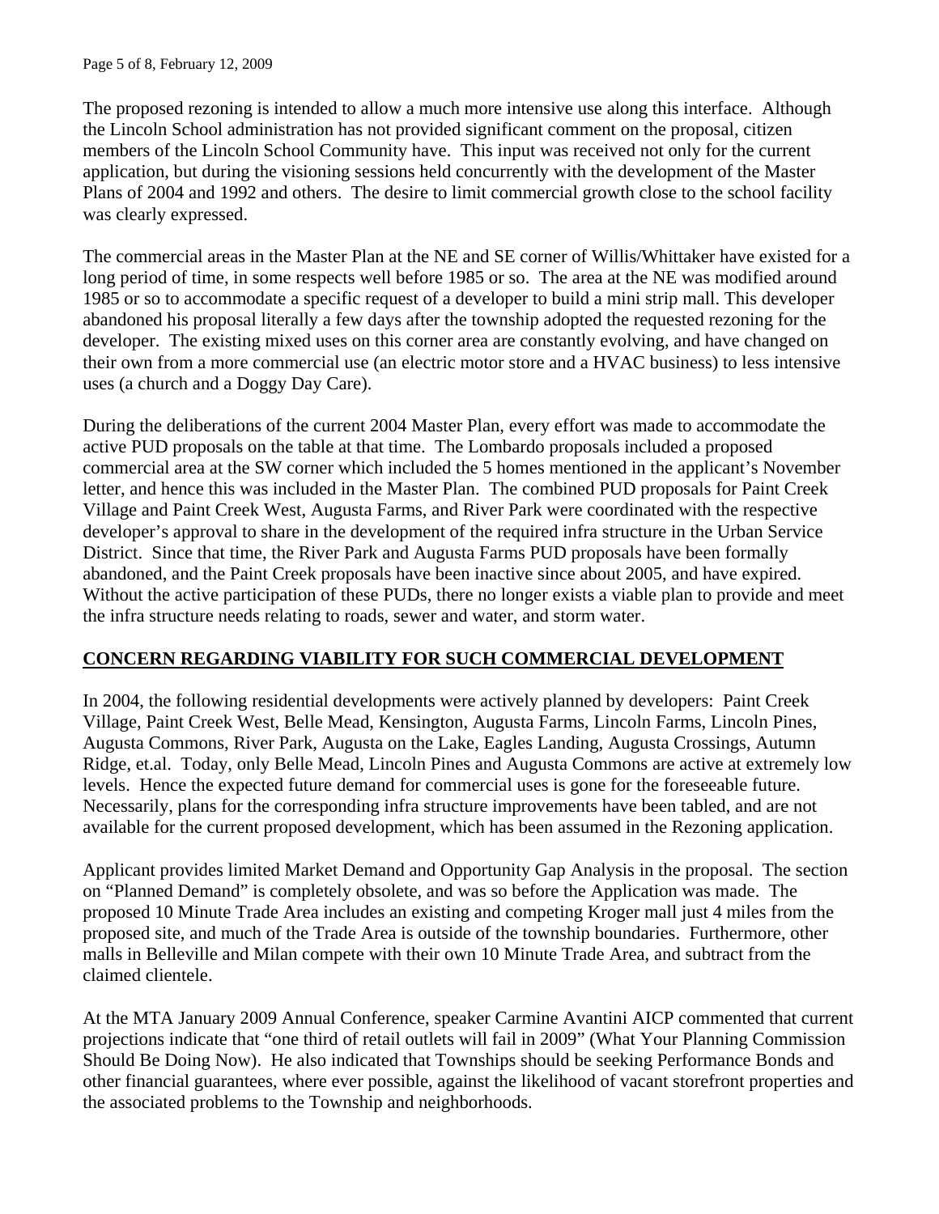The proposed rezoning is intended to allow a much more intensive use along this interface. Although the Lincoln School administration has not provided significant comment on the proposal, citizen members of the Lincoln School Community have. This input was received not only for the current application, but during the visioning sessions held concurrently with the development of the Master Plans of 2004 and 1992 and others. The desire to limit commercial growth close to the school facility was clearly expressed.

The commercial areas in the Master Plan at the NE and SE corner of Willis/Whittaker have existed for a long period of time, in some respects well before 1985 or so. The area at the NE was modified around 1985 or so to accommodate a specific request of a developer to build a mini strip mall. This developer abandoned his proposal literally a few days after the township adopted the requested rezoning for the developer. The existing mixed uses on this corner area are constantly evolving, and have changed on their own from a more commercial use (an electric motor store and a HVAC business) to less intensive uses (a church and a Doggy Day Care).

During the deliberations of the current 2004 Master Plan, every effort was made to accommodate the active PUD proposals on the table at that time. The Lombardo proposals included a proposed commercial area at the SW corner which included the 5 homes mentioned in the applicant's November letter, and hence this was included in the Master Plan. The combined PUD proposals for Paint Creek Village and Paint Creek West, Augusta Farms, and River Park were coordinated with the respective developer's approval to share in the development of the required infra structure in the Urban Service District. Since that time, the River Park and Augusta Farms PUD proposals have been formally abandoned, and the Paint Creek proposals have been inactive since about 2005, and have expired. Without the active participation of these PUDs, there no longer exists a viable plan to provide and meet the infra structure needs relating to roads, sewer and water, and storm water.

## CONCERN REGARDING VIABILITY FOR SUCH COMMERCIAL DEVELOPMENT

In 2004, the following residential developments were actively planned by developers: Paint Creek Village, Paint Creek West, Belle Mead, Kensington, Augusta Farms, Lincoln Farms, Lincoln Pines, Augusta Commons, River Park, Augusta on the Lake, Eagles Landing, Augusta Crossings, Autumn Ridge, et.al. Today, only Belle Mead, Lincoln Pines and Augusta Commons are active at extremely low levels. Hence the expected future demand for commercial uses is gone for the foreseeable future. Necessarily, plans for the corresponding infra structure improvements have been tabled, and are not available for the current proposed development, which has been assumed in the Rezoning application.

Applicant provides limited Market Demand and Opportunity Gap Analysis in the proposal. The section on "Planned Demand" is completely obsolete, and was so before the Application was made. The proposed 10 Minute Trade Area includes an existing and competing Kroger mall just 4 miles from the proposed site, and much of the Trade Area is outside of the township boundaries. Furthermore, other malls in Belleville and Milan compete with their own 10 Minute Trade Area, and subtract from the claimed clientele.

At the MTA January 2009 Annual Conference, speaker Carmine Avantini AICP commented that current projections indicate that "one third of retail outlets will fail in 2009" (What Your Planning Commission Should Be Doing Now). He also indicated that Townships should be seeking Performance Bonds and other financial guarantees, where ever possible, against the likelihood of vacant storefront properties and the associated problems to the Township and neighborhoods.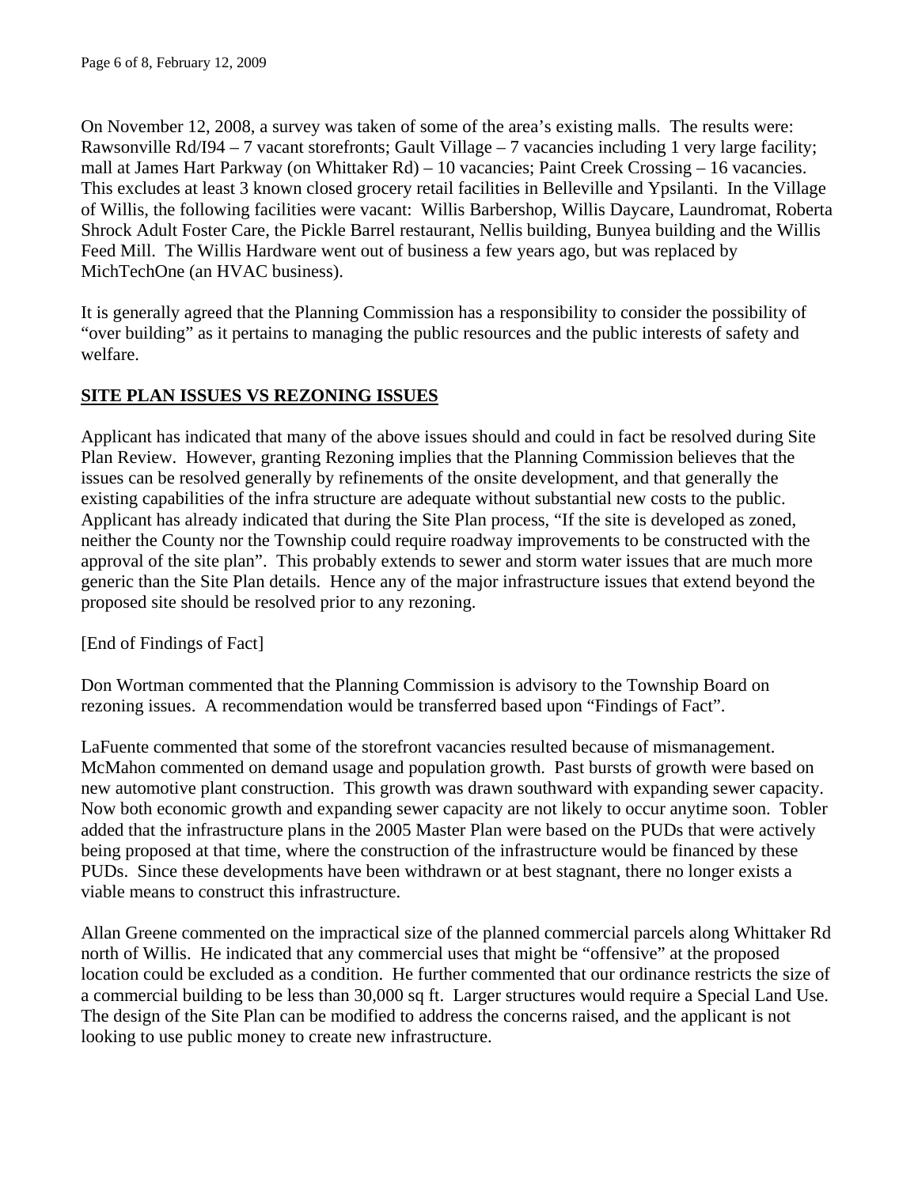On November 12, 2008, a survey was taken of some of the area's existing malls. The results were: Rawsonville Rd/I94 – 7 vacant storefronts; Gault Village – 7 vacancies including 1 very large facility; mall at James Hart Parkway (on Whittaker Rd) – 10 vacancies; Paint Creek Crossing – 16 vacancies. This excludes at least 3 known closed grocery retail facilities in Belleville and Ypsilanti. In the Village of Willis, the following facilities were vacant: Willis Barbershop, Willis Daycare, Laundromat, Roberta Shrock Adult Foster Care, the Pickle Barrel restaurant, Nellis building, Bunyea building and the Willis Feed Mill. The Willis Hardware went out of business a few years ago, but was replaced by MichTechOne (an HVAC business).

It is generally agreed that the Planning Commission has a responsibility to consider the possibility of "over building" as it pertains to managing the public resources and the public interests of safety and welfare.

**SITE PLAN ISSUES VS REZONING ISSUES**

Applicant has indicated that many of the above issues should and could in fact be resolved during Site Plan Review. However, granting Rezoning implies that the Planning Commission believes that the issues can be resolved generally by refinements of the onsite development, and that generally the existing capabilities of the infra structure are adequate without substantial new costs to the public. Applicant has already indicated that during the Site Plan process, "If the site is developed as zoned, neither the County nor the Township could require roadway improvements to be constructed with the approval of the site plan". This probably extends to sewer and storm water issues that are much more generic than the Site Plan details. Hence any of the major infrastructure issues that extend beyond the proposed site should be resolved prior to any rezoning.

[End of Findings of Fact]

Don Wortman commented that the Planning Commission is advisory to the Township Board on rezoning issues. A recommendation would be transferred based upon "Findings of Fact".

LaFuente commented that some of the storefront vacancies resulted because of mismanagement. McMahon commented on demand usage and population growth. Past bursts of growth were based on new automotive plant construction. This growth was drawn southward with expanding sewer capacity. Now both economic growth and expanding sewer capacity are not likely to occur anytime soon. Tobler added that the infrastructure plans in the 2005 Master Plan were based on the PUDs that were actively being proposed at that time, where the construction of the infrastructure would be financed by these PUDs. Since these developments have been withdrawn or at best stagnant, there no longer exists a viable means to construct this infrastructure.

Allan Greene commented on the impractical size of the planned commercial parcels along Whittaker Rd north of Willis. He indicated that any commercial uses that might be "offensive" at the proposed location could be excluded as a condition. He further commented that our ordinance restricts the size of a commercial building to be less than 30,000 sq ft. Larger structures would require a Special Land Use. The design of the Site Plan can be modified to address the concerns raised, and the applicant is not looking to use public money to create new infrastructure.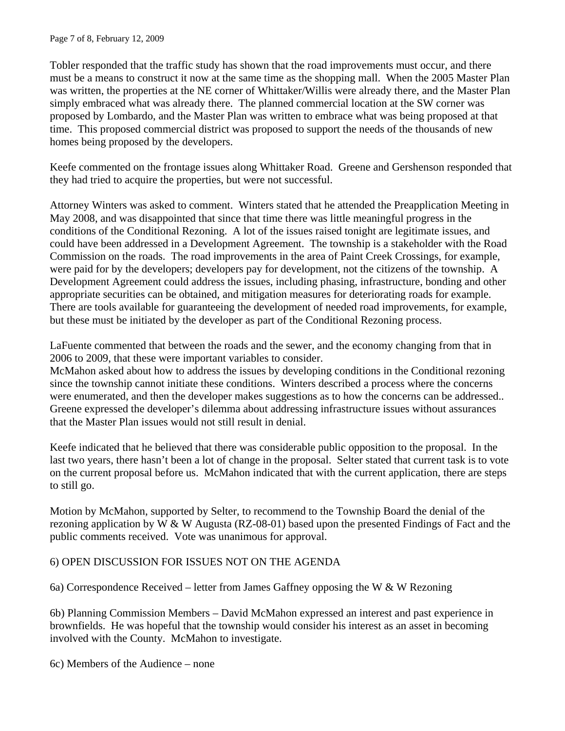Tobler responded that the traffic study has shown that the road improvements must occur, and there must be a means to construct it now at the same time as the shopping mall. When the 2005 Master Plan was written, the properties at the NE corner of Whittaker/Willis were already there, and the Master Plan simply embraced what was already there. The planned commercial location at the SW corner was proposed by Lombardo, and the Master Plan was written to embrace what was being proposed at that time. This proposed commercial district was proposed to support the needs of the thousands of new homes being proposed by the developers.

Keefe commented on the frontage issues along Whittaker Road. Greene and Gershenson responded that they had tried to acquire the properties, but were not successful.

Attorney Winters was asked to comment. Winters stated that he attended the Preapplication Meeting in May 2008, and was disappointed that since that time there was little meaningful progress in the conditions of the Conditional Rezoning. A lot of the issues raised tonight are legitimate issues, and could have been addressed in a Development Agreement. The township is a stakeholder with the Road Commission on the roads. The road improvements in the area of Paint Creek Crossings, for example, were paid for by the developers; developers pay for development, not the citizens of the township. A Development Agreement could address the issues, including phasing, infrastructure, bonding and other appropriate securities can be obtained, and mitigation measures for deteriorating roads for example. There are tools available for guaranteeing the development of needed road improvements, for example, but these must be initiated by the developer as part of the Conditional Rezoning process.

LaFuente commented that between the roads and the sewer, and the economy changing from that in 2006 to 2009, that these were important variables to consider.
McMahon asked about how to address the issues by developing conditions in the Conditional rezoning since the township cannot initiate these conditions. Winters described a process where the concerns were enumerated, and then the developer makes suggestions as to how the concerns can be addressed.. Greene expressed the developer's dilemma about addressing infrastructure issues without assurances that the Master Plan issues would not still result in denial.

Keefe indicated that he believed that there was considerable public opposition to the proposal. In the last two years, there hasn't been a lot of change in the proposal. Selter stated that current task is to vote on the current proposal before us. McMahon indicated that with the current application, there are steps to still go.

Motion by McMahon, supported by Selter, to recommend to the Township Board the denial of the rezoning application by W & W Augusta (RZ-08-01) based upon the presented Findings of Fact and the public comments received. Vote was unanimous for approval.

6) OPEN DISCUSSION FOR ISSUES NOT ON THE AGENDA

6a) Correspondence Received – letter from James Gaffney opposing the W & W Rezoning

6b) Planning Commission Members – David McMahon expressed an interest and past experience in brownfields. He was hopeful that the township would consider his interest as an asset in becoming involved with the County. McMahon to investigate.

6c) Members of the Audience – none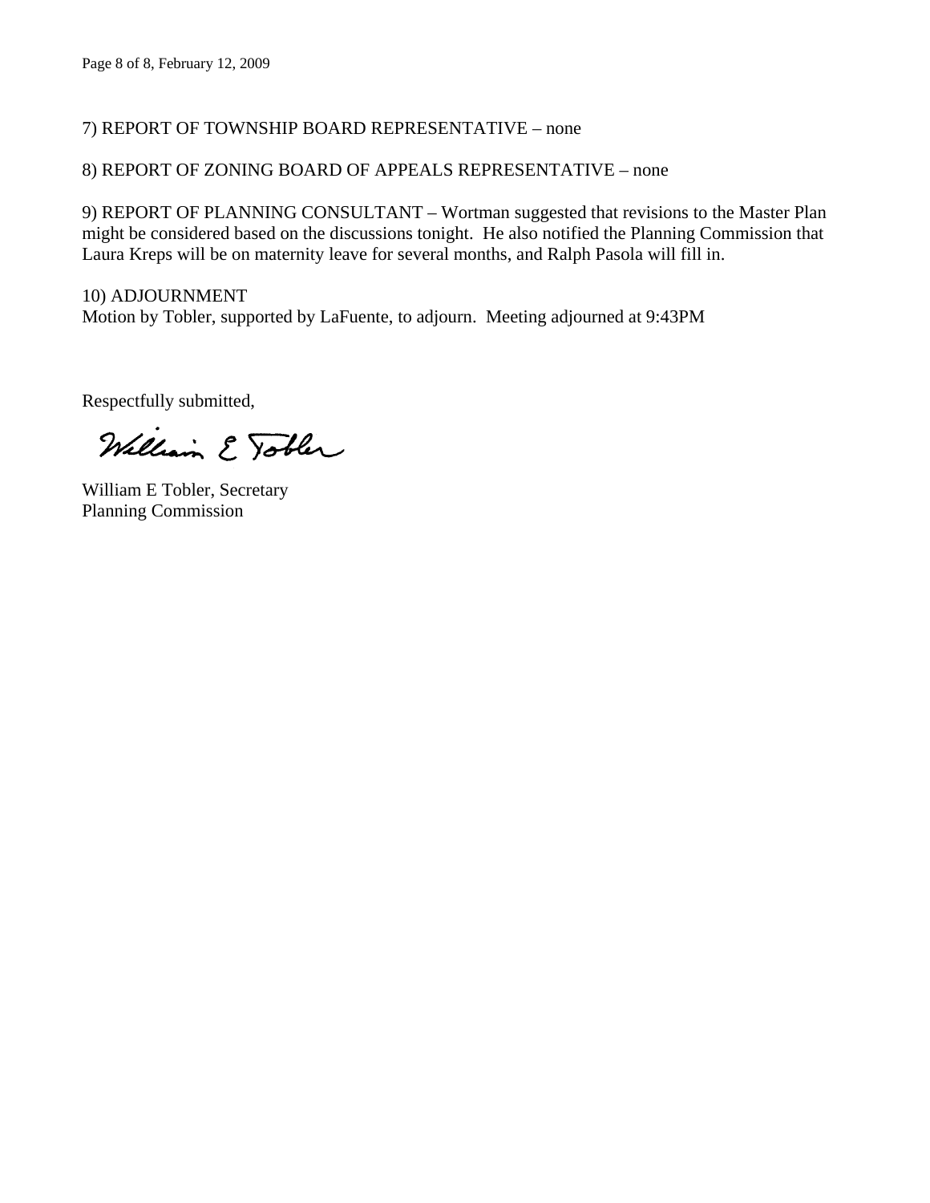7) REPORT OF TOWNSHIP BOARD REPRESENTATIVE – none

8) REPORT OF ZONING BOARD OF APPEALS REPRESENTATIVE – none

9) REPORT OF PLANNING CONSULTANT – Wortman suggested that revisions to the Master Plan might be considered based on the discussions tonight. He also notified the Planning Commission that Laura Kreps will be on maternity leave for several months, and Ralph Pasola will fill in.

10) ADJOURNMENT
Motion by Tobler, supported by LaFuente, to adjourn. Meeting adjourned at 9:43PM

Respectfully submitted,

William E Tobler

William E Tobler, Secretary
Planning Commission